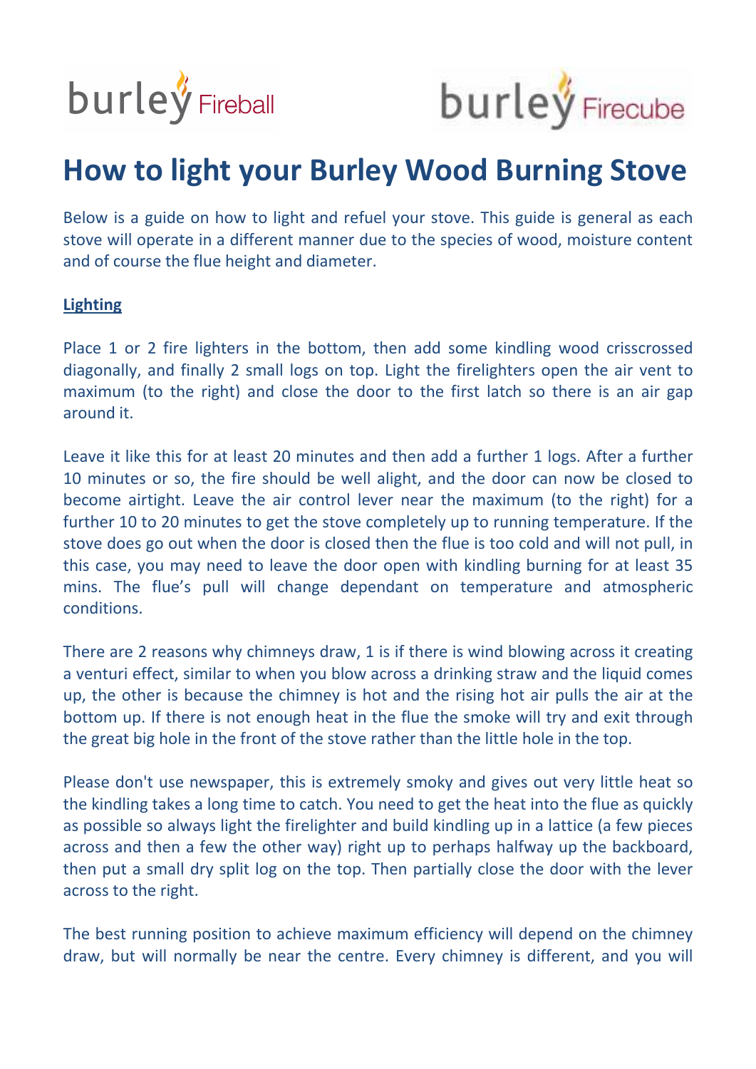burley Fireball burley Firecube

# How to light your Burley Wood Burning Stove

Below is a guide on how to light and refuel your stove. This guide is general as each stove will operate in a different manner due to the species of wood, moisture content and of course the flue height and diameter.

**Lighting**

Place 1 or 2 fire lighters in the bottom, then add some kindling wood crisscrossed diagonally, and finally 2 small logs on top. Light the firelighters open the air vent to maximum (to the right) and close the door to the first latch so there is an air gap around it.

Leave it like this for at least 20 minutes and then add a further 1 logs. After a further 10 minutes or so, the fire should be well alight, and the door can now be closed to become airtight. Leave the air control lever near the maximum (to the right) for a further 10 to 20 minutes to get the stove completely up to running temperature. If the stove does go out when the door is closed then the flue is too cold and will not pull, in this case, you may need to leave the door open with kindling burning for at least 35 mins. The flue's pull will change dependant on temperature and atmospheric conditions.

There are 2 reasons why chimneys draw, 1 is if there is wind blowing across it creating a venturi effect, similar to when you blow across a drinking straw and the liquid comes up, the other is because the chimney is hot and the rising hot air pulls the air at the bottom up. If there is not enough heat in the flue the smoke will try and exit through the great big hole in the front of the stove rather than the little hole in the top.

Please don't use newspaper, this is extremely smoky and gives out very little heat so the kindling takes a long time to catch. You need to get the heat into the flue as quickly as possible so always light the firelighter and build kindling up in a lattice (a few pieces across and then a few the other way) right up to perhaps halfway up the backboard, then put a small dry split log on the top. Then partially close the door with the lever across to the right.

The best running position to achieve maximum efficiency will depend on the chimney draw, but will normally be near the centre. Every chimney is different, and you will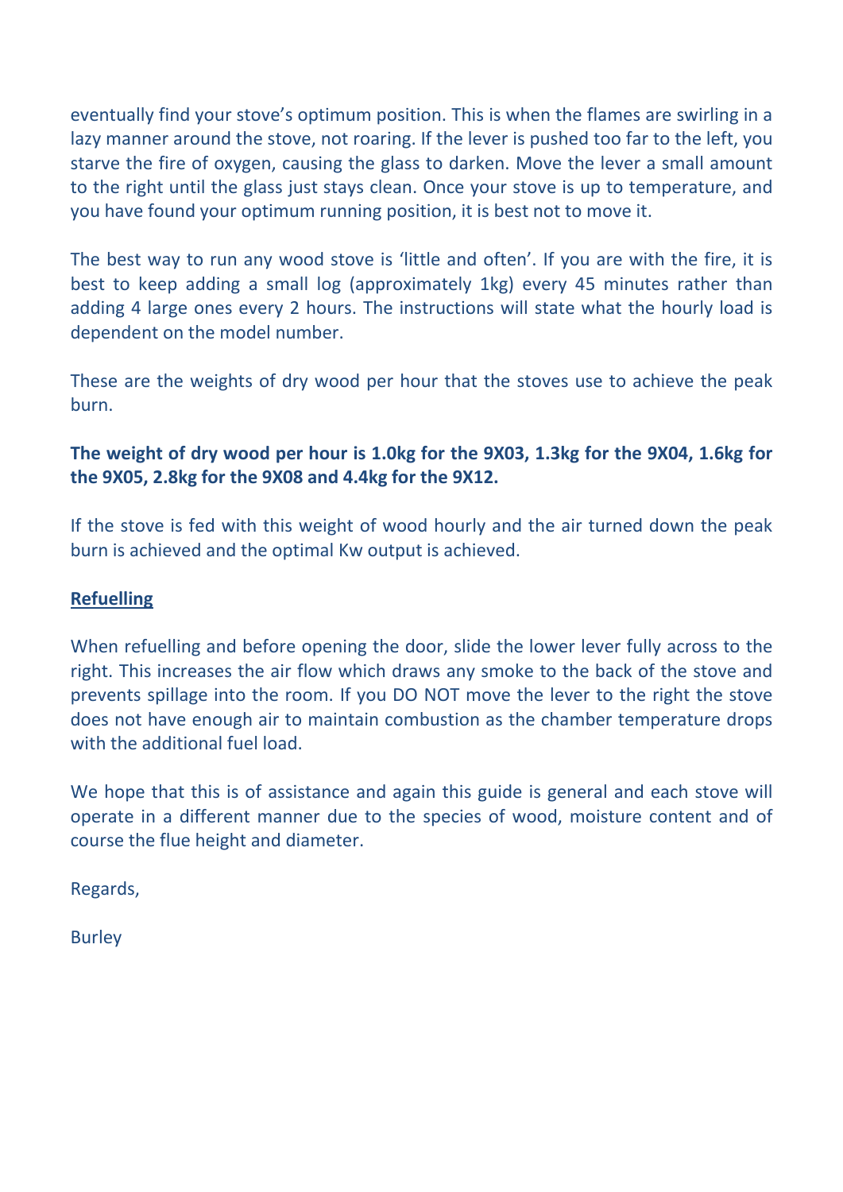eventually find your stove's optimum position. This is when the flames are swirling in a lazy manner around the stove, not roaring. If the lever is pushed too far to the left, you starve the fire of oxygen, causing the glass to darken. Move the lever a small amount to the right until the glass just stays clean. Once your stove is up to temperature, and you have found your optimum running position, it is best not to move it.

The best way to run any wood stove is 'little and often'. If you are with the fire, it is best to keep adding a small log (approximately 1kg) every 45 minutes rather than adding 4 large ones every 2 hours. The instructions will state what the hourly load is dependent on the model number.

These are the weights of dry wood per hour that the stoves use to achieve the peak burn.

**The weight of dry wood per hour is 1.0kg for the 9X03, 1.3kg for the 9X04, 1.6kg for the 9X05, 2.8kg for the 9X08 and 4.4kg for the 9X12.**

If the stove is fed with this weight of wood hourly and the air turned down the peak burn is achieved and the optimal Kw output is achieved.

**<u>Refuelling</u>**

When refuelling and before opening the door, slide the lower lever fully across to the right. This increases the air flow which draws any smoke to the back of the stove and prevents spillage into the room. If you DO NOT move the lever to the right the stove does not have enough air to maintain combustion as the chamber temperature drops with the additional fuel load.

We hope that this is of assistance and again this guide is general and each stove will operate in a different manner due to the species of wood, moisture content and of course the flue height and diameter.

Regards,

Burley